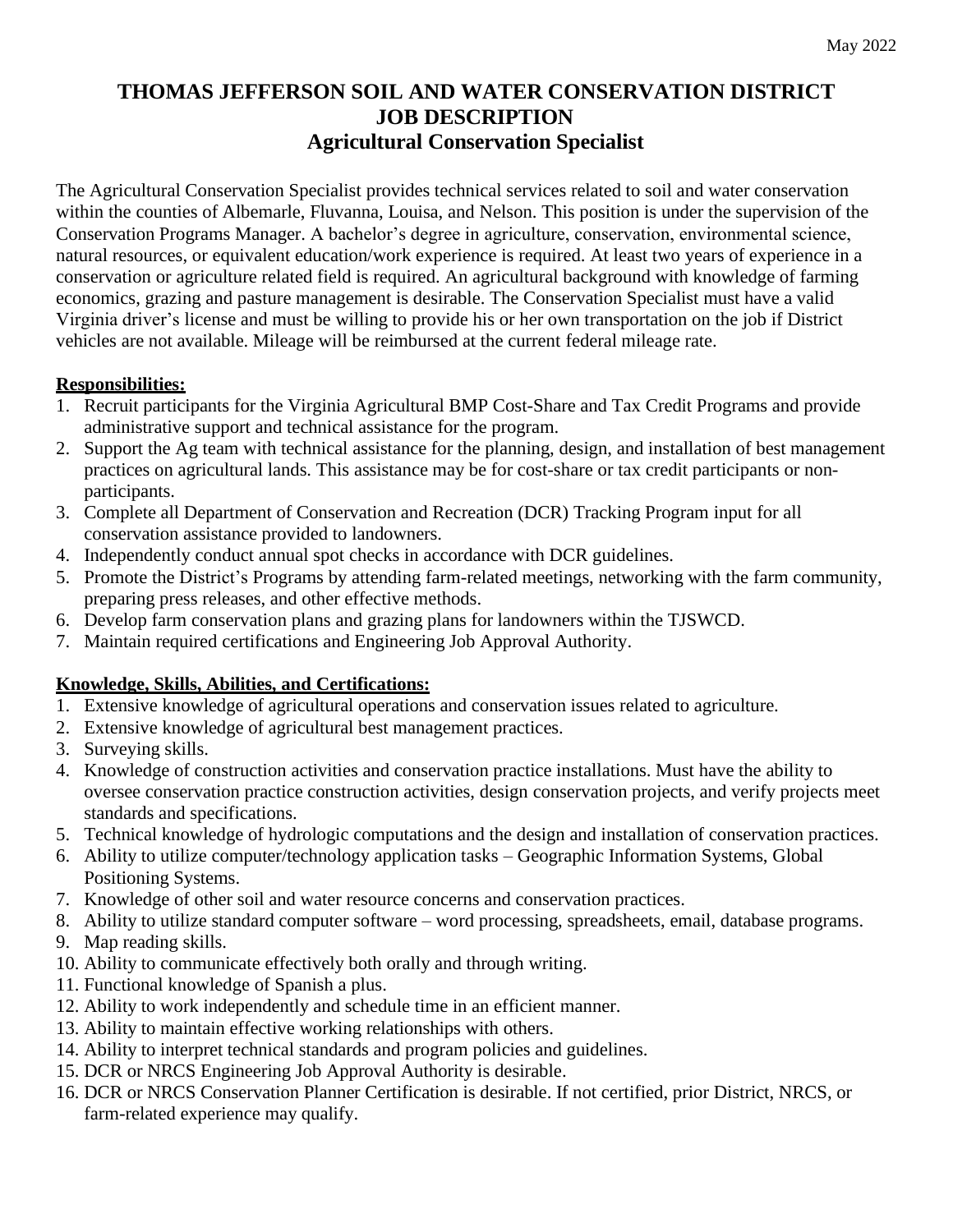May 2022

# THOMAS JEFFERSON SOIL AND WATER CONSERVATION DISTRICT
# JOB DESCRIPTION
## Agricultural Conservation Specialist

The Agricultural Conservation Specialist provides technical services related to soil and water conservation within the counties of Albemarle, Fluvanna, Louisa, and Nelson. This position is under the supervision of the Conservation Programs Manager. A bachelor's degree in agriculture, conservation, environmental science, natural resources, or equivalent education/work experience is required. At least two years of experience in a conservation or agriculture related field is required. An agricultural background with knowledge of farming economics, grazing and pasture management is desirable. The Conservation Specialist must have a valid Virginia driver's license and must be willing to provide his or her own transportation on the job if District vehicles are not available. Mileage will be reimbursed at the current federal mileage rate.

**Responsibilities:**

1. Recruit participants for the Virginia Agricultural BMP Cost-Share and Tax Credit Programs and provide administrative support and technical assistance for the program.
2. Support the Ag team with technical assistance for the planning, design, and installation of best management practices on agricultural lands. This assistance may be for cost-share or tax credit participants or non-participants.
3. Complete all Department of Conservation and Recreation (DCR) Tracking Program input for all conservation assistance provided to landowners.
4. Independently conduct annual spot checks in accordance with DCR guidelines.
5. Promote the District's Programs by attending farm-related meetings, networking with the farm community, preparing press releases, and other effective methods.
6. Develop farm conservation plans and grazing plans for landowners within the TJSWCD.
7. Maintain required certifications and Engineering Job Approval Authority.

**Knowledge, Skills, Abilities, and Certifications:**

1. Extensive knowledge of agricultural operations and conservation issues related to agriculture.
2. Extensive knowledge of agricultural best management practices.
3. Surveying skills.
4. Knowledge of construction activities and conservation practice installations. Must have the ability to oversee conservation practice construction activities, design conservation projects, and verify projects meet standards and specifications.
5. Technical knowledge of hydrologic computations and the design and installation of conservation practices.
6. Ability to utilize computer/technology application tasks – Geographic Information Systems, Global Positioning Systems.
7. Knowledge of other soil and water resource concerns and conservation practices.
8. Ability to utilize standard computer software – word processing, spreadsheets, email, database programs.
9. Map reading skills.
10. Ability to communicate effectively both orally and through writing.
11. Functional knowledge of Spanish a plus.
12. Ability to work independently and schedule time in an efficient manner.
13. Ability to maintain effective working relationships with others.
14. Ability to interpret technical standards and program policies and guidelines.
15. DCR or NRCS Engineering Job Approval Authority is desirable.
16. DCR or NRCS Conservation Planner Certification is desirable. If not certified, prior District, NRCS, or farm-related experience may qualify.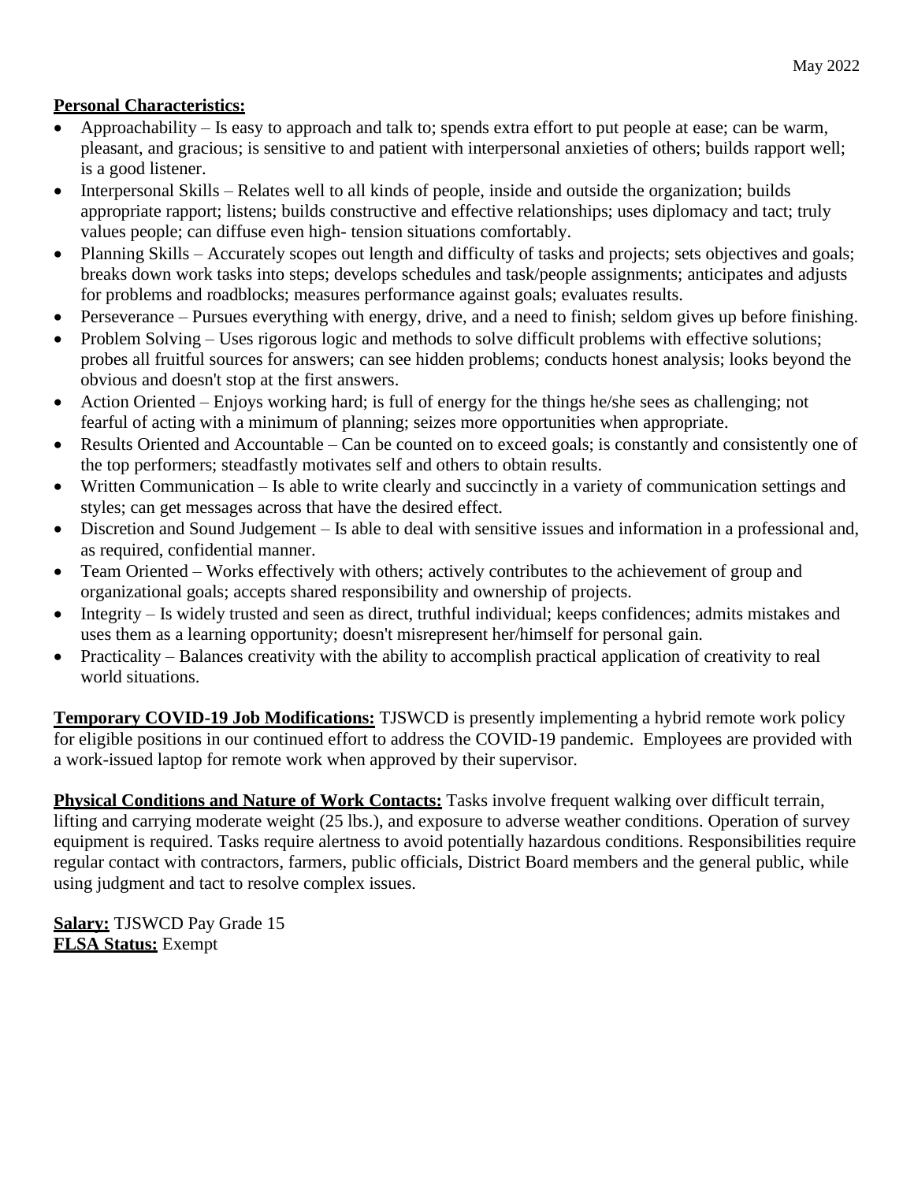**Personal Characteristics:**

- Approachability – Is easy to approach and talk to; spends extra effort to put people at ease; can be warm, pleasant, and gracious; is sensitive to and patient with interpersonal anxieties of others; builds rapport well; is a good listener.
- Interpersonal Skills – Relates well to all kinds of people, inside and outside the organization; builds appropriate rapport; listens; builds constructive and effective relationships; uses diplomacy and tact; truly values people; can diffuse even high- tension situations comfortably.
- Planning Skills – Accurately scopes out length and difficulty of tasks and projects; sets objectives and goals; breaks down work tasks into steps; develops schedules and task/people assignments; anticipates and adjusts for problems and roadblocks; measures performance against goals; evaluates results.
- Perseverance – Pursues everything with energy, drive, and a need to finish; seldom gives up before finishing.
- Problem Solving – Uses rigorous logic and methods to solve difficult problems with effective solutions; probes all fruitful sources for answers; can see hidden problems; conducts honest analysis; looks beyond the obvious and doesn't stop at the first answers.
- Action Oriented – Enjoys working hard; is full of energy for the things he/she sees as challenging; not fearful of acting with a minimum of planning; seizes more opportunities when appropriate.
- Results Oriented and Accountable – Can be counted on to exceed goals; is constantly and consistently one of the top performers; steadfastly motivates self and others to obtain results.
- Written Communication – Is able to write clearly and succinctly in a variety of communication settings and styles; can get messages across that have the desired effect.
- Discretion and Sound Judgement – Is able to deal with sensitive issues and information in a professional and, as required, confidential manner.
- Team Oriented – Works effectively with others; actively contributes to the achievement of group and organizational goals; accepts shared responsibility and ownership of projects.
- Integrity – Is widely trusted and seen as direct, truthful individual; keeps confidences; admits mistakes and uses them as a learning opportunity; doesn't misrepresent her/himself for personal gain.
- Practicality – Balances creativity with the ability to accomplish practical application of creativity to real world situations.

**Temporary COVID-19 Job Modifications:** TJSWCD is presently implementing a hybrid remote work policy for eligible positions in our continued effort to address the COVID-19 pandemic. Employees are provided with a work-issued laptop for remote work when approved by their supervisor.

**Physical Conditions and Nature of Work Contacts:** Tasks involve frequent walking over difficult terrain, lifting and carrying moderate weight (25 lbs.), and exposure to adverse weather conditions. Operation of survey equipment is required. Tasks require alertness to avoid potentially hazardous conditions. Responsibilities require regular contact with contractors, farmers, public officials, District Board members and the general public, while using judgment and tact to resolve complex issues.

**Salary:** TJSWCD Pay Grade 15
**FLSA Status:** Exempt